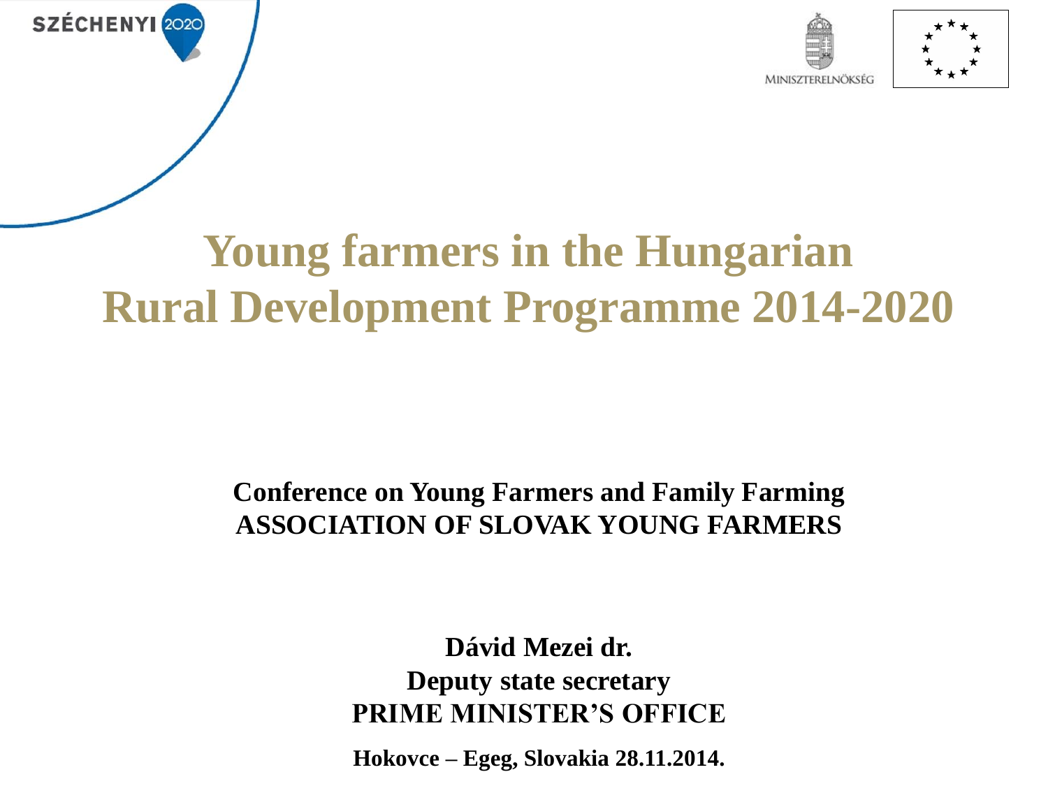SZÉCHENYI 2020

MINISZTERELNÖKSÉG

# Young farmers in the Hungarian Rural Development Programme 2014-2020

**Conference on Young Farmers and Family Farming**
**ASSOCIATION OF SLOVAK YOUNG FARMERS**

**Dávid Mezei dr.**
**Deputy state secretary**
**PRIME MINISTER'S OFFICE**

**Hokovce – Egeg, Slovakia 28.11.2014.**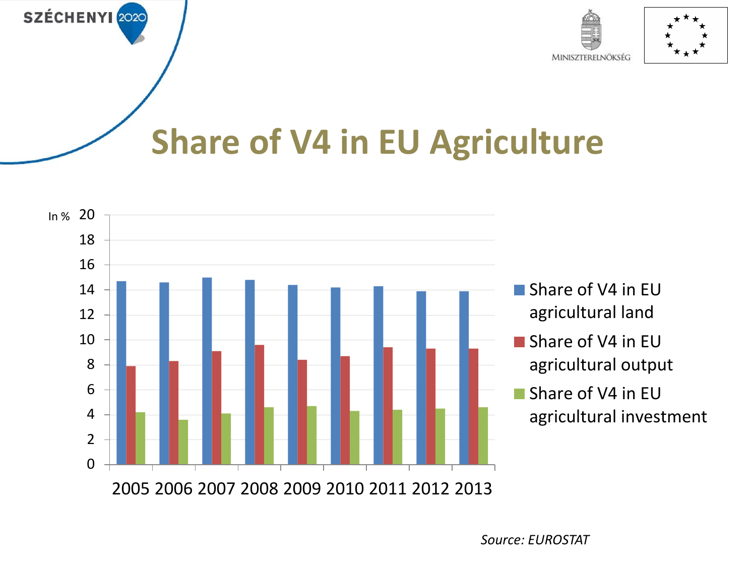# Share of V4 in EU Agriculture

In %

| Year | Share of V4 in EU agricultural land | Share of V4 in EU agricultural output | Share of V4 in EU agricultural investment |
|---|---|---|---|
| 2005 | 14.7 | 7.9 | 4.2 |
| 2006 | 14.6 | 8.3 | 3.6 |
| 2007 | 15.0 | 9.1 | 4.1 |
| 2008 | 14.8 | 9.6 | 4.6 |
| 2009 | 14.4 | 8.4 | 4.7 |
| 2010 | 14.2 | 8.7 | 4.3 |
| 2011 | 14.3 | 9.4 | 4.4 |
| 2012 | 13.9 | 9.3 | 4.5 |
| 2013 | 13.9 | 9.3 | 4.6 |

*Source: EUROSTAT*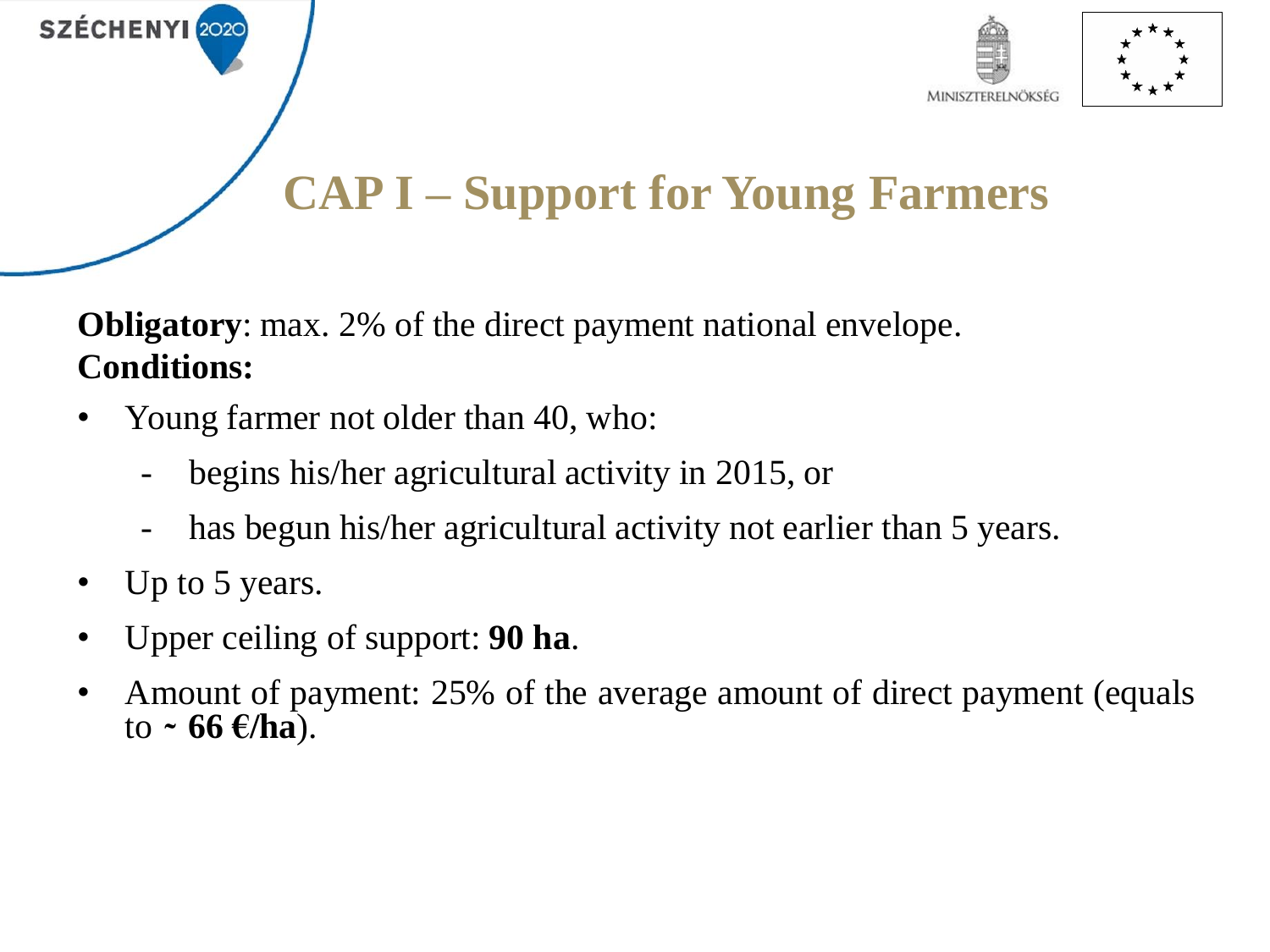# CAP I – Support for Young Farmers

**Obligatory**: max. 2% of the direct payment national envelope.
**Conditions:**

- Young farmer not older than 40, who:
  - begins his/her agricultural activity in 2015, or
  - has begun his/her agricultural activity not earlier than 5 years.
- Up to 5 years.
- Upper ceiling of support: **90 ha**.
- Amount of payment: 25% of the average amount of direct payment (equals to **~ 66 €/ha**).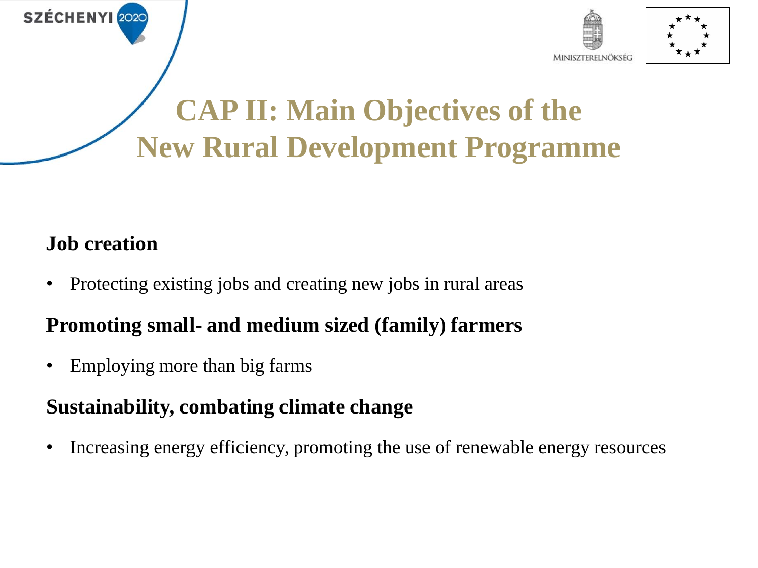# CAP II: Main Objectives of the New Rural Development Programme

**Job creation**

- Protecting existing jobs and creating new jobs in rural areas

**Promoting small- and medium sized (family) farmers**

- Employing more than big farms

**Sustainability, combating climate change**

- Increasing energy efficiency, promoting the use of renewable energy resources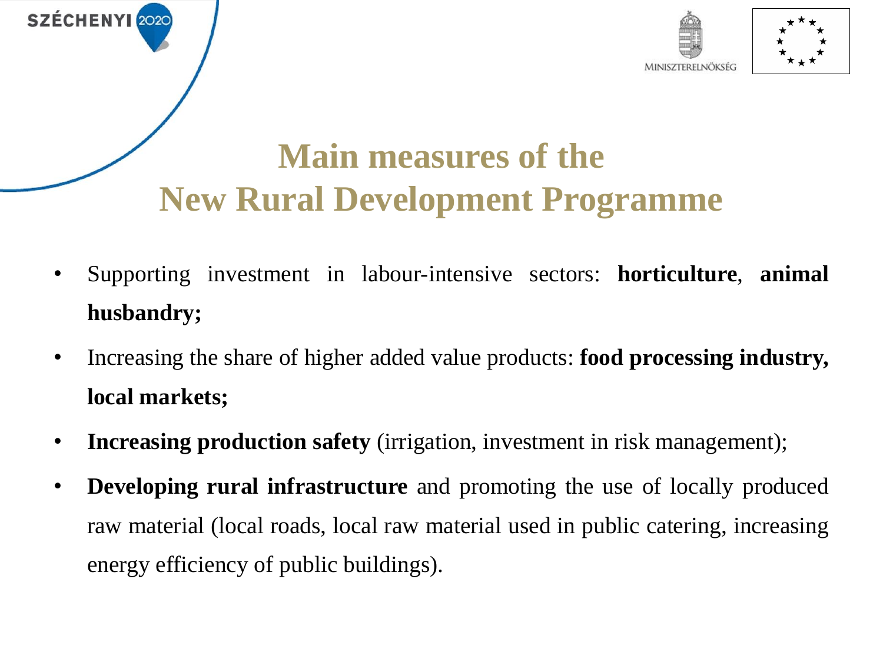# Main measures of the New Rural Development Programme

- Supporting investment in labour-intensive sectors: **horticulture**, **animal husbandry;**
- Increasing the share of higher added value products: **food processing industry, local markets;**
- **Increasing production safety** (irrigation, investment in risk management);
- **Developing rural infrastructure** and promoting the use of locally produced raw material (local roads, local raw material used in public catering, increasing energy efficiency of public buildings).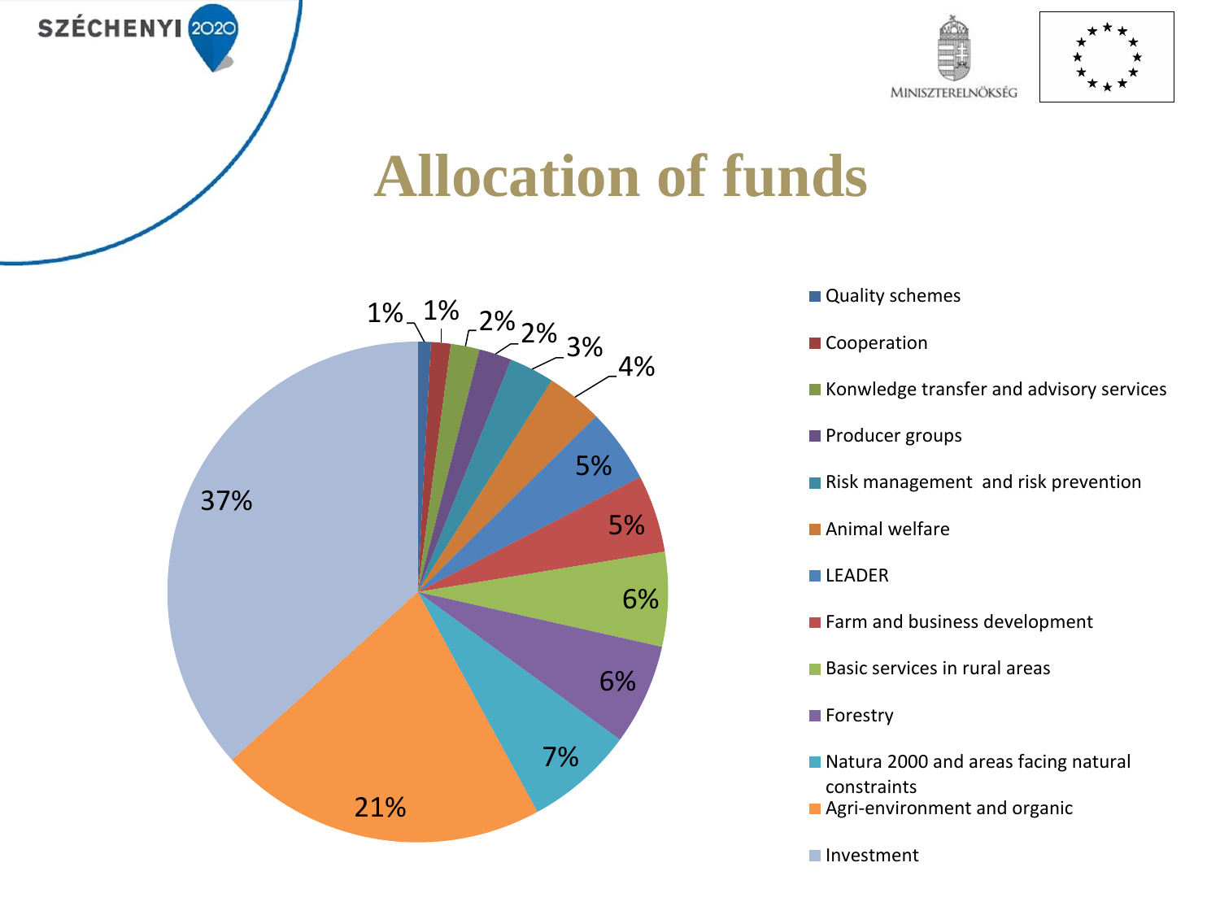# Allocation of funds

| Category | Share |
|---|---|
| Quality schemes | 1% |
| Cooperation | 1% |
| Konwledge transfer and advisory services | 2% |
| Producer groups | 2% |
| Risk management and risk prevention | 3% |
| Animal welfare | 4% |
| LEADER | 5% |
| Farm and business development | 5% |
| Basic services in rural areas | 6% |
| Forestry | 6% |
| Natura 2000 and areas facing natural constraints | 7% |
| Agri-environment and organic | 21% |
| Investment | 37% |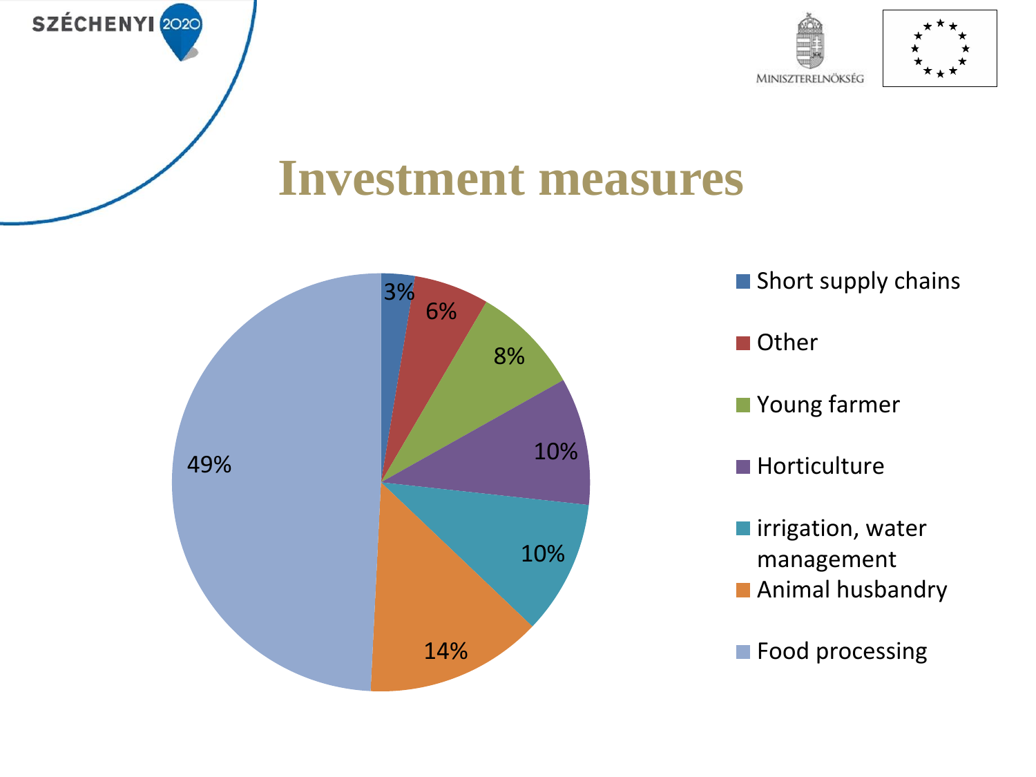# Investment measures

| Measure | Share |
| --- | --- |
| Short supply chains | 3% |
| Other | 6% |
| Young farmer | 8% |
| Horticulture | 10% |
| irrigation, water management | 10% |
| Animal husbandry | 14% |
| Food processing | 49% |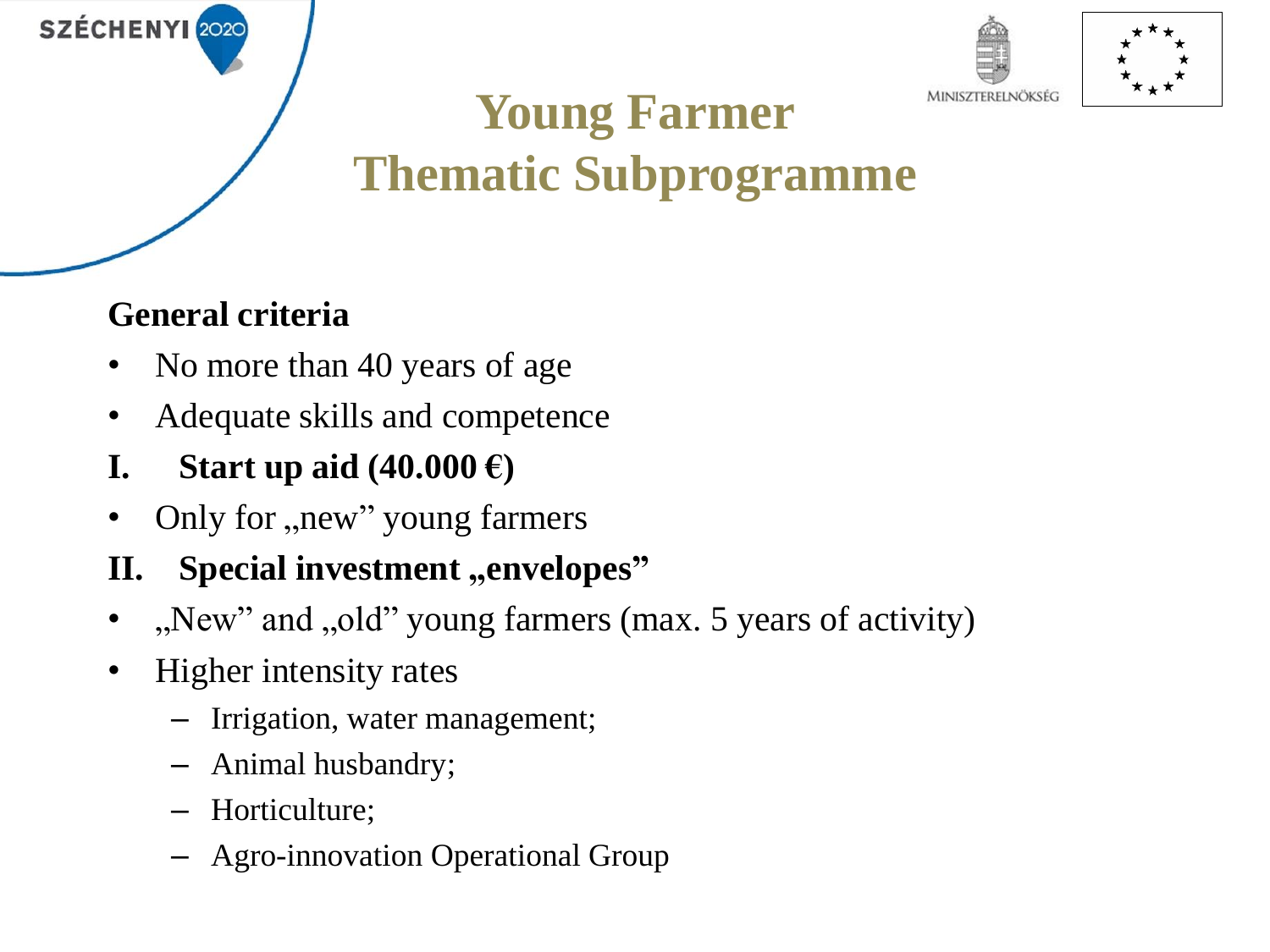# Young Farmer Thematic Subprogramme

**General criteria**

- No more than 40 years of age
- Adequate skills and competence

**I. Start up aid (40.000 €)**

- Only for „new" young farmers

**II. Special investment „envelopes"**

- „New" and „old" young farmers (max. 5 years of activity)
- Higher intensity rates
  - Irrigation, water management;
  - Animal husbandry;
  - Horticulture;
  - Agro-innovation Operational Group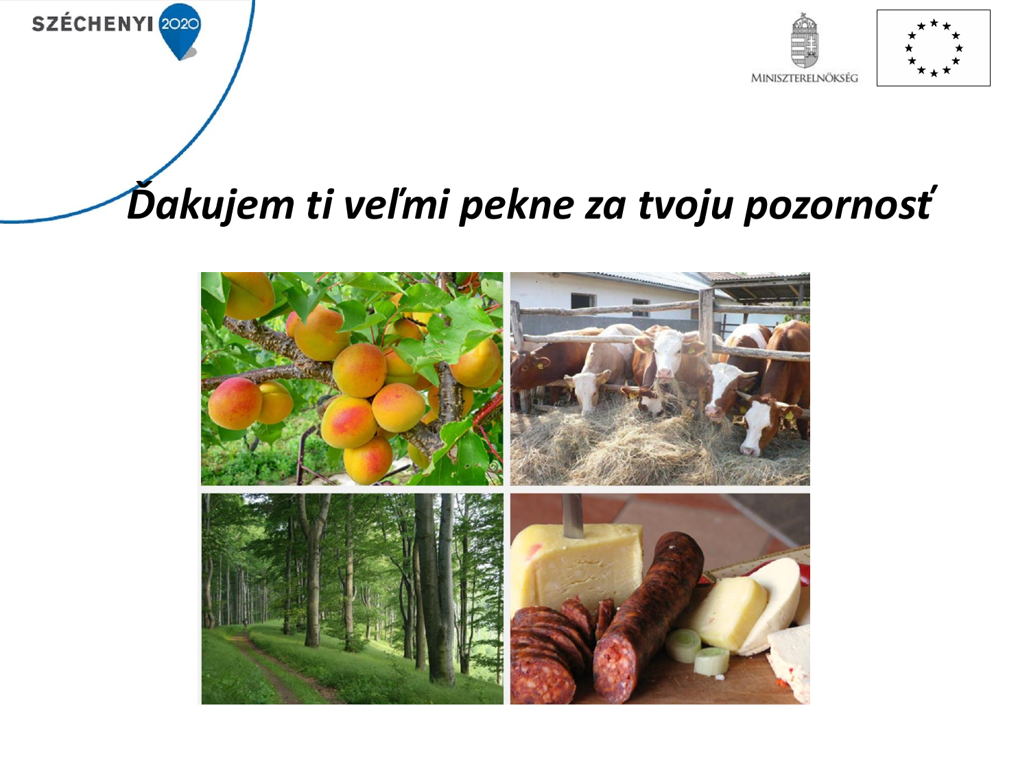# *Ďakujem ti veľmi pekne za tvoju pozornosť*